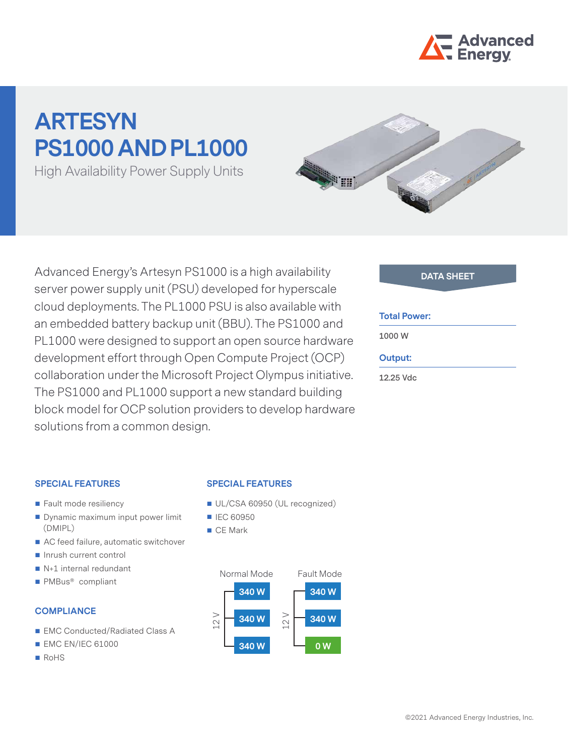# ARTESYN PS1000 AND PL1000

High Availability Power Supply Units

Advanced Energy's Artesyn PS1000 is a high availability server power supply unit (PSU) developed for hyperscale cloud deployments. The PL1000 PSU is also available with an embedded battery backup unit (BBU). The PS1000 and PL1000 were designed to support an open source hardware development effort through Open Compute Project (OCP) collaboration under the Microsoft Project Olympus initiative. The PS1000 and PL1000 support a new standard building block model for OCP solution providers to develop hardware solutions from a common design.

**DATA SHEET**

**Total Power:**

1000 W

**Output:**

12.25 Vdc

### SPECIAL FEATURES

- Fault mode resiliency
- Dynamic maximum input power limit (DMIPL)
- AC feed failure, automatic switchover
- Inrush current control
- N+1 internal redundant
- PMBus® compliant

### COMPLIANCE

- EMC Conducted/Radiated Class A
- EMC EN/IEC 61000
- RoHS

### SPECIAL FEATURES

- UL/CSA 60950 (UL recognized)
- IEC 60950
- CE Mark

Normal Mode
12 V
340 W
340 W
340 W

Fault Mode
12 V
340 W
340 W
0 W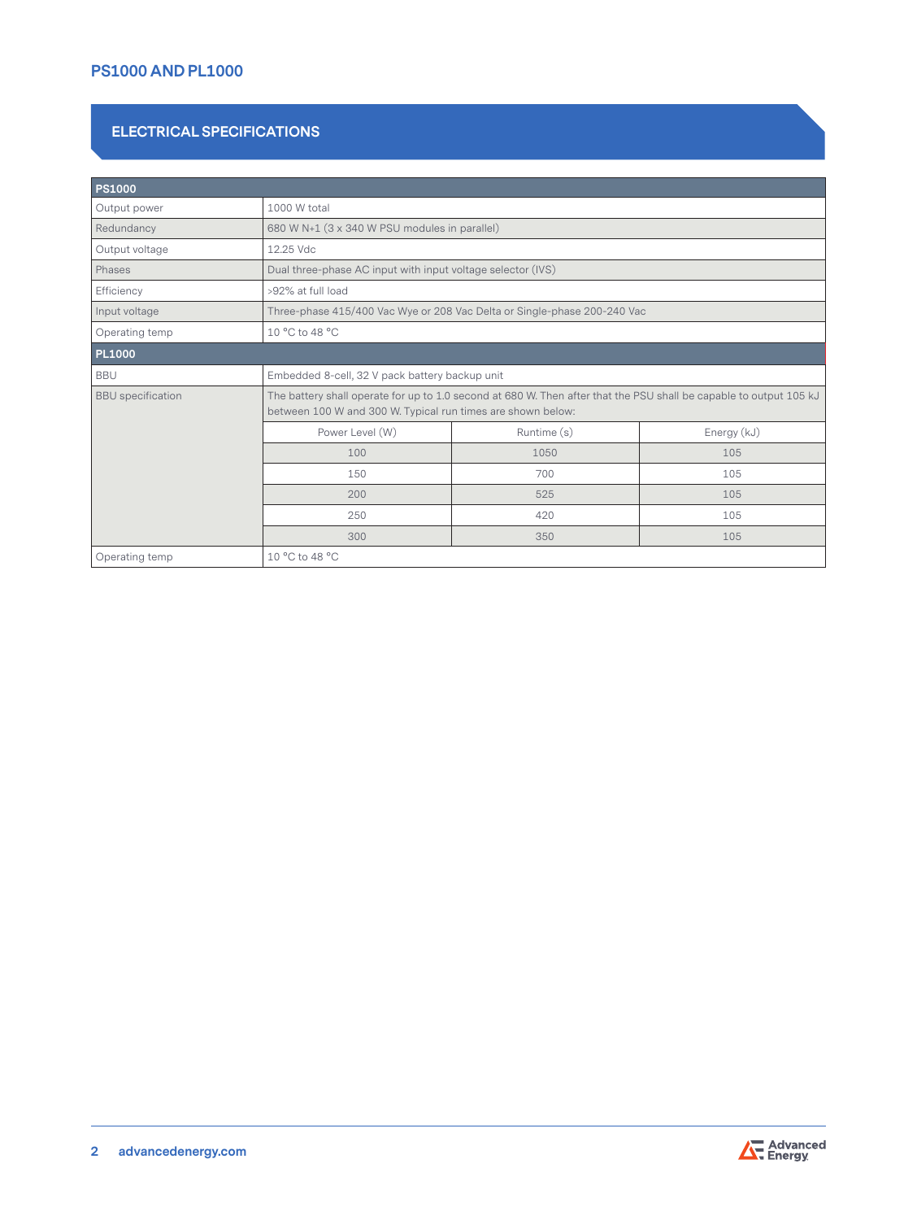## ELECTRICAL SPECIFICATIONS

| PS1000 | | | |
|---|---|---|---|
| Output power | 1000 W total | | |
| Redundancy | 680 W N+1 (3 x 340 W PSU modules in parallel) | | |
| Output voltage | 12.25 Vdc | | |
| Phases | Dual three-phase AC input with input voltage selector (IVS) | | |
| Efficiency | >92% at full load | | |
| Input voltage | Three-phase 415/400 Vac Wye or 208 Vac Delta or Single-phase 200-240 Vac | | |
| Operating temp | 10 °C to 48 °C | | |
| **PL1000** | | | |
| BBU | Embedded 8-cell, 32 V pack battery backup unit | | |
| BBU specification | The battery shall operate for up to 1.0 second at 680 W. Then after that the PSU shall be capable to output 105 kJ between 100 W and 300 W. Typical run times are shown below: | | |
| | Power Level (W) | Runtime (s) | Energy (kJ) |
| | 100 | 1050 | 105 |
| | 150 | 700 | 105 |
| | 200 | 525 | 105 |
| | 250 | 420 | 105 |
| | 300 | 350 | 105 |
| Operating temp | 10 °C to 48 °C | | |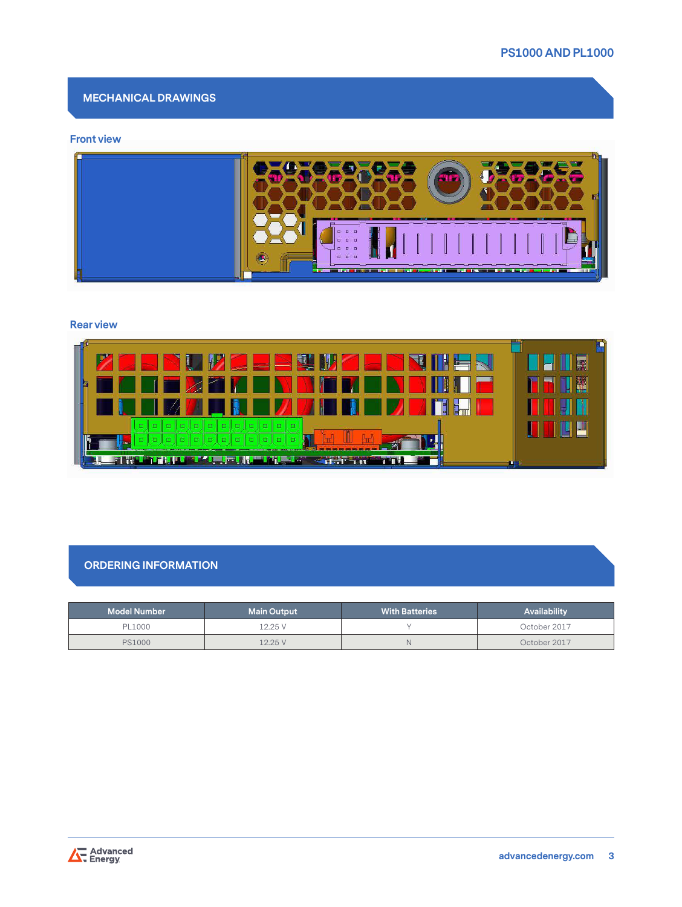## MECHANICAL DRAWINGS

### Front view

### Rear view

## ORDERING INFORMATION

| Model Number | Main Output | With Batteries | Availability |
|---|---|---|---|
| PL1000 | 12.25 V | Y | October 2017 |
| PS1000 | 12.25 V | N | October 2017 |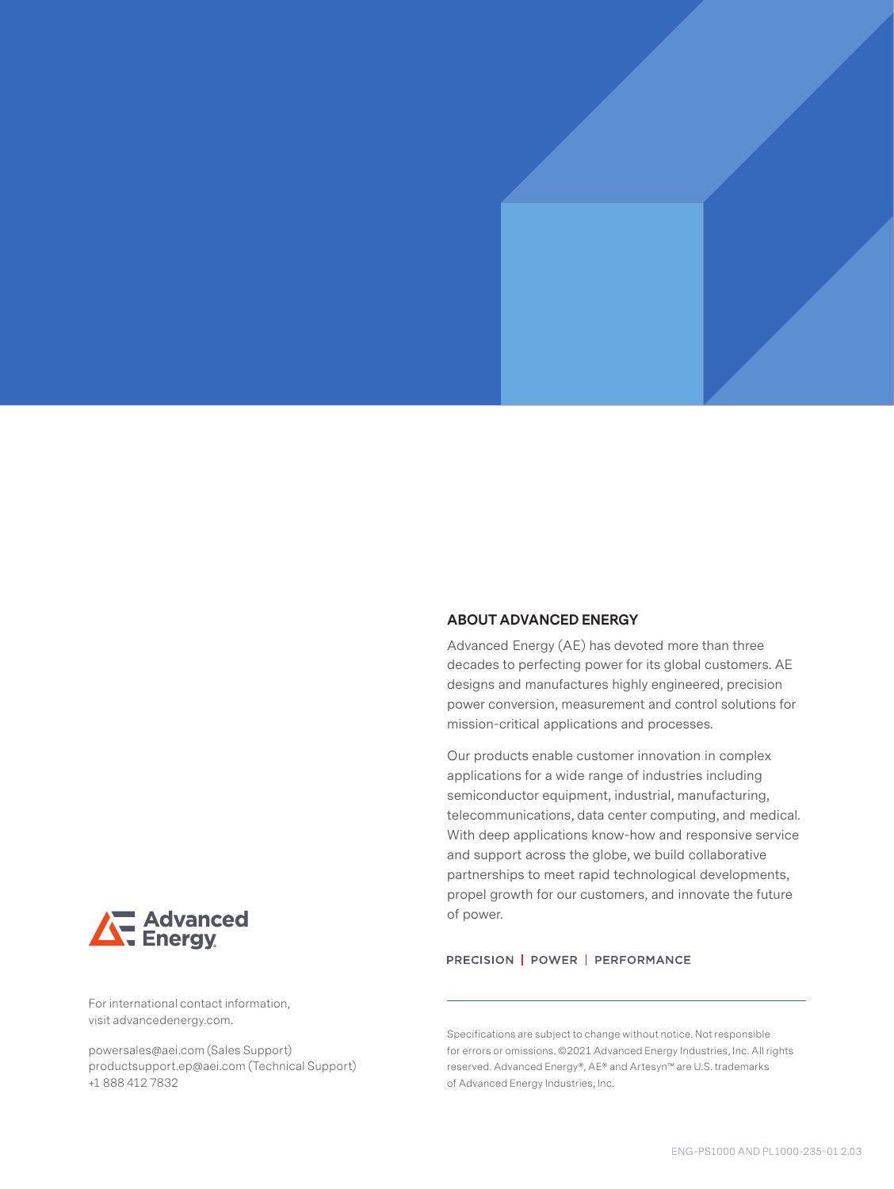## ABOUT ADVANCED ENERGY

Advanced Energy (AE) has devoted more than three decades to perfecting power for its global customers. AE designs and manufactures highly engineered, precision power conversion, measurement and control solutions for mission-critical applications and processes.

Our products enable customer innovation in complex applications for a wide range of industries including semiconductor equipment, industrial, manufacturing, telecommunications, data center computing, and medical. With deep applications know-how and responsive service and support across the globe, we build collaborative partnerships to meet rapid technological developments, propel growth for our customers, and innovate the future of power.

PRECISION | POWER | PERFORMANCE

Advanced Energy

For international contact information, visit advancedenergy.com.

powersales@aei.com (Sales Support)
productsupport.ep@aei.com (Technical Support)
+1 888 412 7832

Specifications are subject to change without notice. Not responsible for errors or omissions. ©2021 Advanced Energy Industries, Inc. All rights reserved. Advanced Energy®, AE® and Artesyn™ are U.S. trademarks of Advanced Energy Industries, Inc.

ENG-PS1000 AND PL1000-235-01 2.03